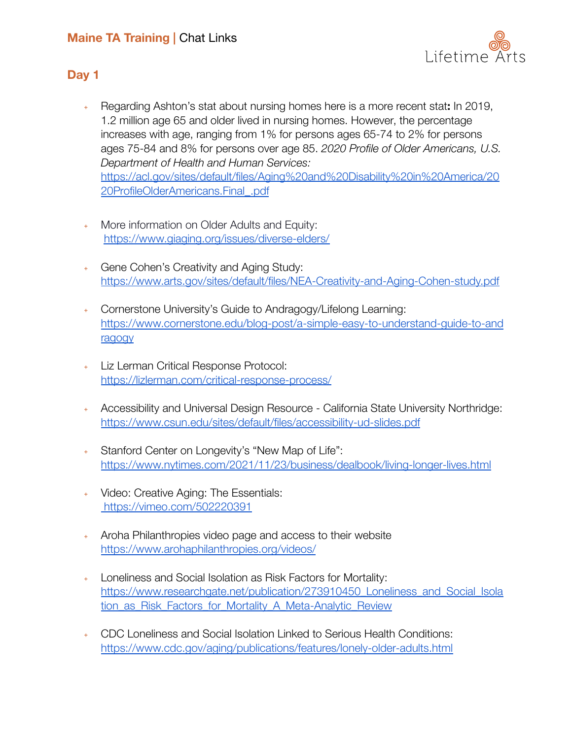# Maine TA Training | Chat Links

Lifetime Arts

## Day 1

- Regarding Ashton's stat about nursing homes here is a more recent stat**:** In 2019, 1.2 million age 65 and older lived in nursing homes. However, the percentage increases with age, ranging from 1% for persons ages 65-74 to 2% for persons ages 75-84 and 8% for persons over age 85. *2020 Profile of Older Americans, U.S. Department of Health and Human Services:* https://acl.gov/sites/default/files/Aging%20and%20Disability%20in%20America/2020ProfileOlderAmericans.Final_.pdf

- More information on Older Adults and Equity: https://www.giaging.org/issues/diverse-elders/

- Gene Cohen's Creativity and Aging Study: https://www.arts.gov/sites/default/files/NEA-Creativity-and-Aging-Cohen-study.pdf

- Cornerstone University's Guide to Andragogy/Lifelong Learning: https://www.cornerstone.edu/blog-post/a-simple-easy-to-understand-guide-to-andragogy

- Liz Lerman Critical Response Protocol: https://lizlerman.com/critical-response-process/

- Accessibility and Universal Design Resource - California State University Northridge: https://www.csun.edu/sites/default/files/accessibility-ud-slides.pdf

- Stanford Center on Longevity's "New Map of Life": https://www.nytimes.com/2021/11/23/business/dealbook/living-longer-lives.html

- Video: Creative Aging: The Essentials: https://vimeo.com/502220391

- Aroha Philanthropies video page and access to their website https://www.arohaphilanthropies.org/videos/

- Loneliness and Social Isolation as Risk Factors for Mortality: https://www.researchgate.net/publication/273910450_Loneliness_and_Social_Isolation_as_Risk_Factors_for_Mortality_A_Meta-Analytic_Review

- CDC Loneliness and Social Isolation Linked to Serious Health Conditions: https://www.cdc.gov/aging/publications/features/lonely-older-adults.html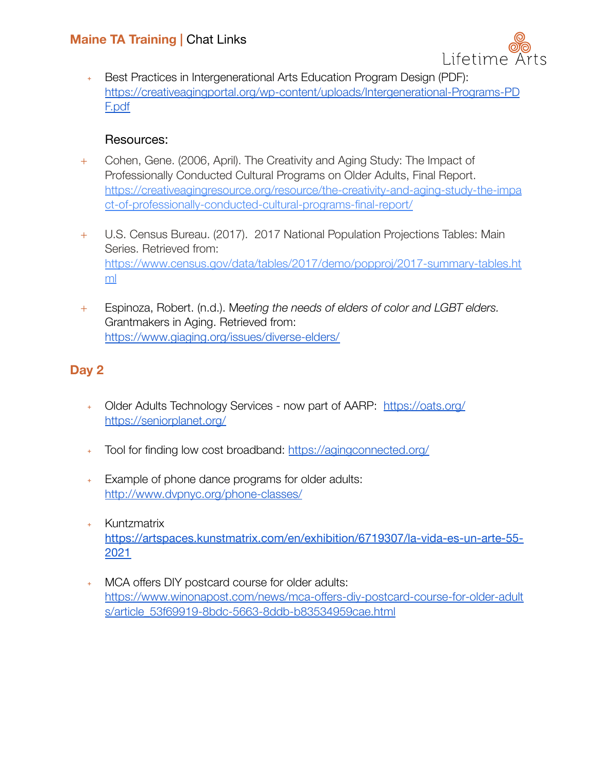- Best Practices in Intergenerational Arts Education Program Design (PDF): https://creativeagingportal.org/wp-content/uploads/Intergenerational-Programs-PDF.pdf

Resources:

- Cohen, Gene. (2006, April). The Creativity and Aging Study: The Impact of Professionally Conducted Cultural Programs on Older Adults, Final Report. https://creativeagingresource.org/resource/the-creativity-and-aging-study-the-impact-of-professionally-conducted-cultural-programs-final-report/

- U.S. Census Bureau. (2017). 2017 National Population Projections Tables: Main Series. Retrieved from: https://www.census.gov/data/tables/2017/demo/popproj/2017-summary-tables.html

- Espinoza, Robert. (n.d.). M*eeting the needs of elders of color and LGBT elders.* Grantmakers in Aging. Retrieved from: https://www.giaging.org/issues/diverse-elders/

## Day 2

- Older Adults Technology Services - now part of AARP: https://oats.org/ https://seniorplanet.org/

- Tool for finding low cost broadband: https://agingconnected.org/

- Example of phone dance programs for older adults: http://www.dvpnyc.org/phone-classes/

- Kuntzmatrix https://artspaces.kunstmatrix.com/en/exhibition/6719307/la-vida-es-un-arte-55-2021

- MCA offers DIY postcard course for older adults: https://www.winonapost.com/news/mca-offers-diy-postcard-course-for-older-adults/article_53f69919-8bdc-5663-8ddb-b83534959cae.html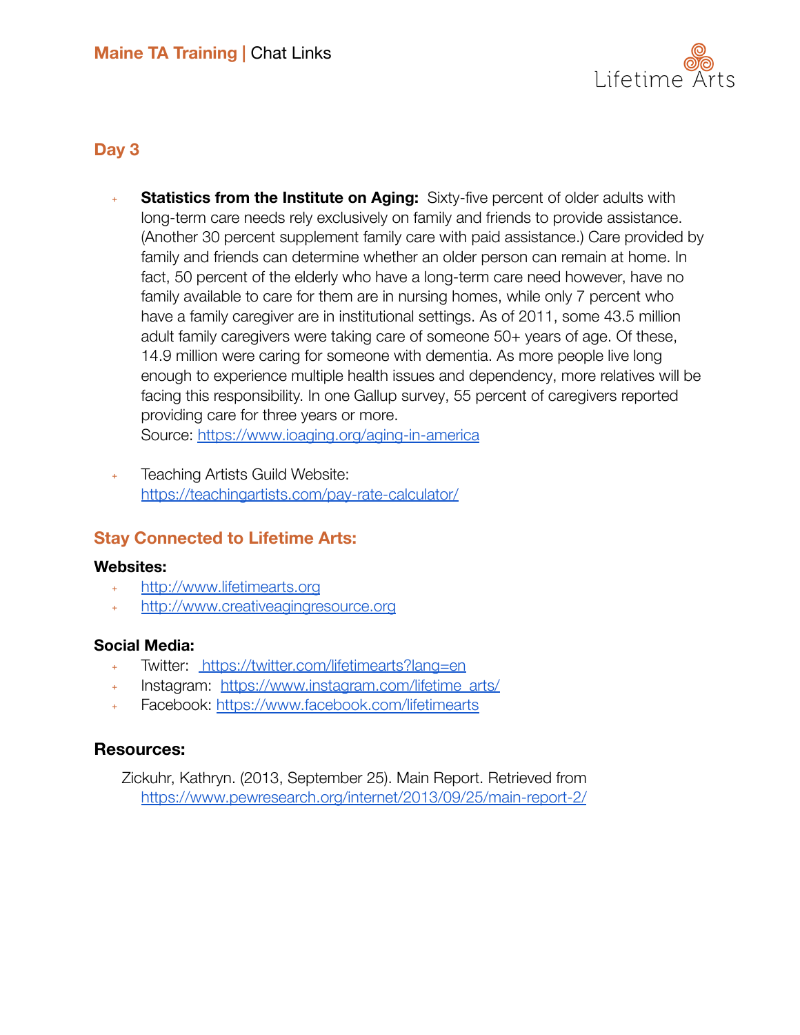## Day 3

- **Statistics from the Institute on Aging:** Sixty-five percent of older adults with long-term care needs rely exclusively on family and friends to provide assistance. (Another 30 percent supplement family care with paid assistance.) Care provided by family and friends can determine whether an older person can remain at home. In fact, 50 percent of the elderly who have a long-term care need however, have no family available to care for them are in nursing homes, while only 7 percent who have a family caregiver are in institutional settings. As of 2011, some 43.5 million adult family caregivers were taking care of someone 50+ years of age. Of these, 14.9 million were caring for someone with dementia. As more people live long enough to experience multiple health issues and dependency, more relatives will be facing this responsibility. In one Gallup survey, 55 percent of caregivers reported providing care for three years or more.
  Source: https://www.ioaging.org/aging-in-america

- Teaching Artists Guild Website:
  https://teachingartists.com/pay-rate-calculator/

## Stay Connected to Lifetime Arts:

### Websites:

- http://www.lifetimearts.org
- http://www.creativeagingresource.org

### Social Media:

- Twitter: https://twitter.com/lifetimearts?lang=en
- Instagram: https://www.instagram.com/lifetime_arts/
- Facebook: https://www.facebook.com/lifetimearts

### Resources:

Zickuhr, Kathryn. (2013, September 25). Main Report. Retrieved from https://www.pewresearch.org/internet/2013/09/25/main-report-2/